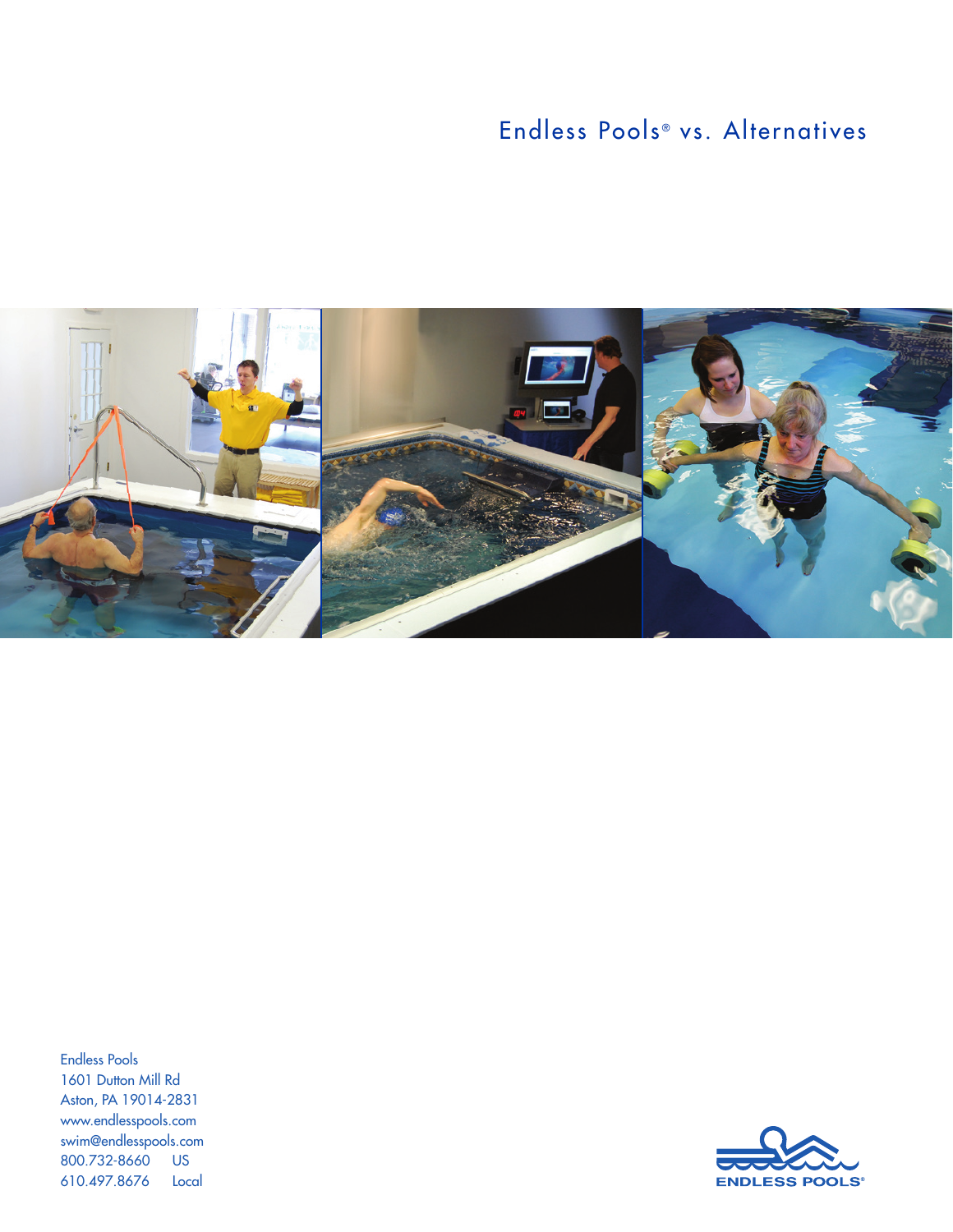# Endless Pools® vs. Alternatives

Endless Pools
1601 Dutton Mill Rd
Aston, PA 19014-2831
www.endlesspools.com
swim@endlesspools.com
800.732.8660 US
610.497.8676 Local

ENDLESS POOLS®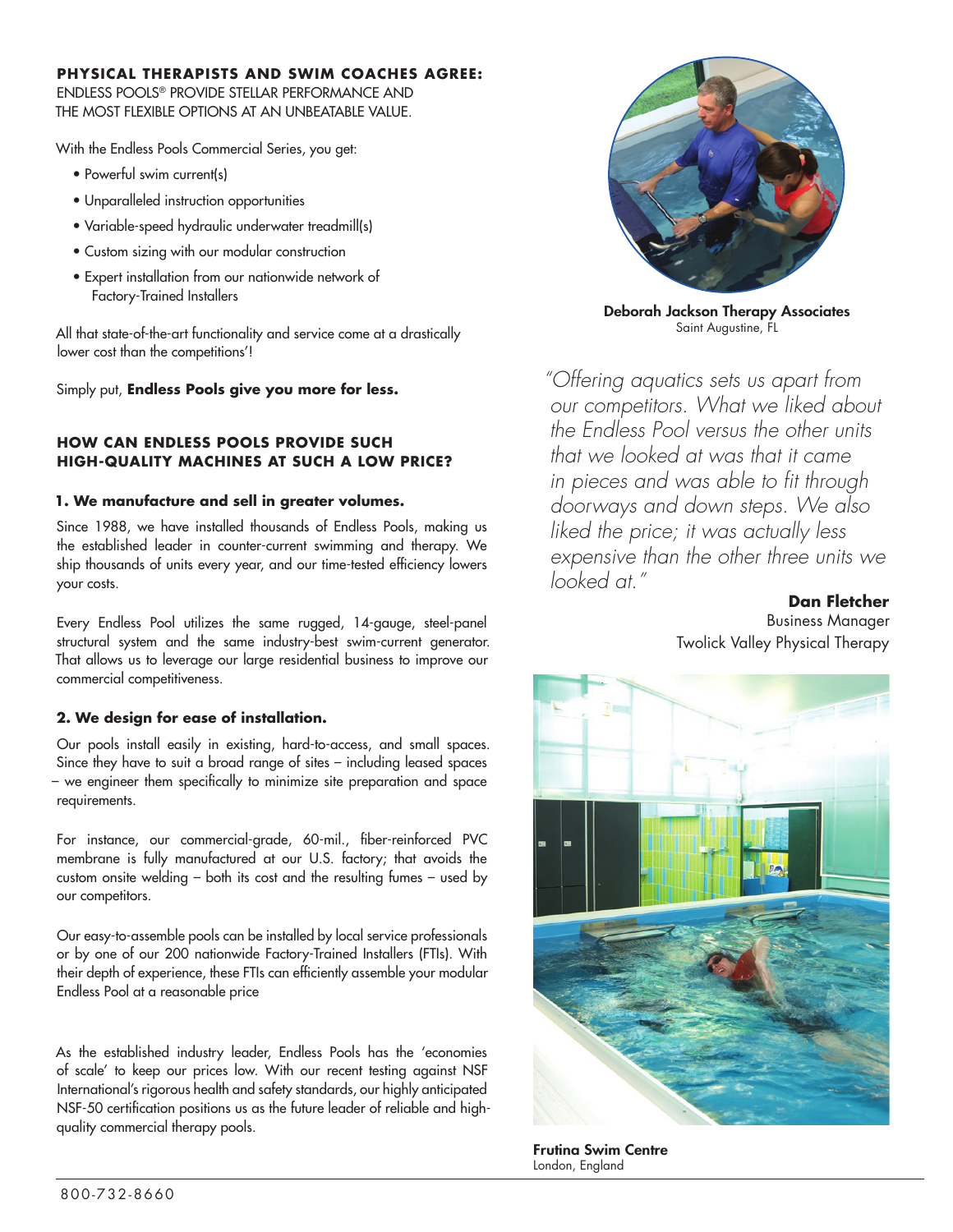**PHYSICAL THERAPISTS AND SWIM COACHES AGREE:**
ENDLESS POOLS® PROVIDE STELLAR PERFORMANCE AND THE MOST FLEXIBLE OPTIONS AT AN UNBEATABLE VALUE.

With the Endless Pools Commercial Series, you get:

- Powerful swim current(s)
- Unparalleled instruction opportunities
- Variable-speed hydraulic underwater treadmill(s)
- Custom sizing with our modular construction
- Expert installation from our nationwide network of Factory-Trained Installers

All that state-of-the-art functionality and service come at a drastically lower cost than the competitions'!

Simply put, **Endless Pools give you more for less.**

## HOW CAN ENDLESS POOLS PROVIDE SUCH HIGH-QUALITY MACHINES AT SUCH A LOW PRICE?

### 1. We manufacture and sell in greater volumes.

Since 1988, we have installed thousands of Endless Pools, making us the established leader in counter-current swimming and therapy. We ship thousands of units every year, and our time-tested efficiency lowers your costs.

Every Endless Pool utilizes the same rugged, 14-gauge, steel-panel structural system and the same industry-best swim-current generator. That allows us to leverage our large residential business to improve our commercial competitiveness.

### 2. We design for ease of installation.

Our pools install easily in existing, hard-to-access, and small spaces. Since they have to suit a broad range of sites – including leased spaces – we engineer them specifically to minimize site preparation and space requirements.

For instance, our commercial-grade, 60-mil., fiber-reinforced PVC membrane is fully manufactured at our U.S. factory; that avoids the custom onsite welding – both its cost and the resulting fumes – used by our competitors.

Our easy-to-assemble pools can be installed by local service professionals or by one of our 200 nationwide Factory-Trained Installers (FTIs). With their depth of experience, these FTIs can efficiently assemble your modular Endless Pool at a reasonable price

As the established industry leader, Endless Pools has the 'economies of scale' to keep our prices low. With our recent testing against NSF International's rigorous health and safety standards, our highly anticipated NSF-50 certification positions us as the future leader of reliable and high-quality commercial therapy pools.

**Deborah Jackson Therapy Associates**
Saint Augustine, FL

*"Offering aquatics sets us apart from our competitors. What we liked about the Endless Pool versus the other units that we looked at was that it came in pieces and was able to fit through doorways and down steps. We also liked the price; it was actually less expensive than the other three units we looked at."*

**Dan Fletcher**
Business Manager
Twolick Valley Physical Therapy

**Frutina Swim Centre**
London, England

800-732-8660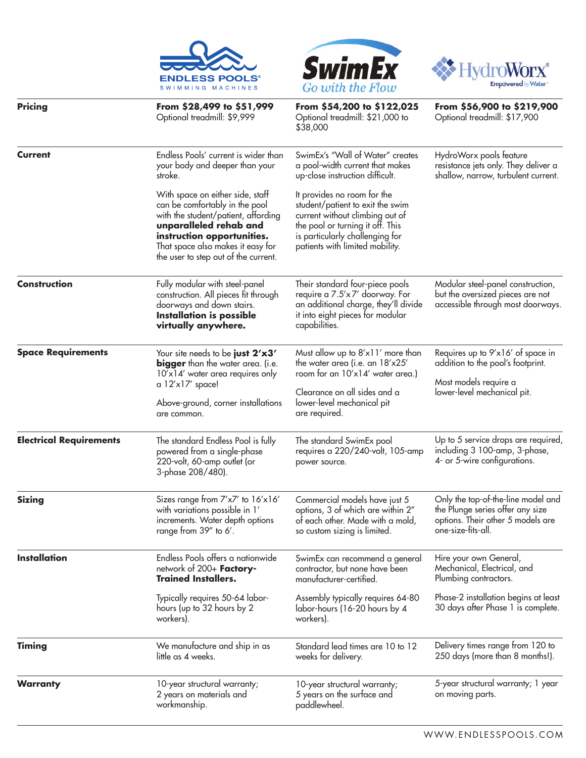| | ENDLESS POOLS® SWIMMING MACHINES | SwimEx Go with the Flow | HydroWorx® Empowered by Water |
|---|---|---|---|
| **Pricing** | **From $28,499 to $51,999** Optional treadmill: $9,999 | **From $54,200 to $122,025** Optional treadmill: $21,000 to $38,000 | **From $56,900 to $219,900** Optional treadmill: $17,900 |
| **Current** | Endless Pools' current is wider than your body and deeper than your stroke. With space on either side, staff can be comfortably in the pool with the student/patient, affording **unparalleled rehab and instruction opportunities.** That space also makes it easy for the user to step out of the current. | SwimEx's "Wall of Water" creates a pool-width current that makes up-close instruction difficult. It provides no room for the student/patient to exit the swim current without climbing out of the pool or turning it off. This is particularly challenging for patients with limited mobility. | HydroWorx pools feature resistance jets only. They deliver a shallow, narrow, turbulent current. |
| **Construction** | Fully modular with steel-panel construction. All pieces fit through doorways and down stairs. **Installation is possible virtually anywhere.** | Their standard four-piece pools require a 7.5'x7' doorway. For an additional charge, they'll divide it into eight pieces for modular capabilities. | Modular steel-panel construction, but the oversized pieces are not accessible through most doorways. |
| **Space Requirements** | Your site needs to be **just 2'x3' bigger** than the water area. (i.e. 10'x14' water area requires only a 12'x17' space! Above-ground, corner installations are common. | Must allow up to 8'x11' more than the water area (i.e. an 18'x25' room for an 10'x14' water area.) Clearance on all sides and a lower-level mechanical pit are required. | Requires up to 9'x16' of space in addition to the pool's footprint. Most models require a lower-level mechanical pit. |
| **Electrical Requirements** | The standard Endless Pool is fully powered from a single-phase 220-volt, 60-amp outlet (or 3-phase 208/480). | The standard SwimEx pool requires a 220/240-volt, 105-amp power source. | Up to 5 service drops are required, including 3 100-amp, 3-phase, 4- or 5-wire configurations. |
| **Sizing** | Sizes range from 7'x7' to 16'x16' with variations possible in 1' increments. Water depth options range from 39" to 6'. | Commercial models have just 5 options, 3 of which are within 2" of each other. Made with a mold, so custom sizing is limited. | Only the top-of-the-line model and the Plunge series offer any size options. Their other 5 models are one-size-fits-all. |
| **Installation** | Endless Pools offers a nationwide network of 200+ **Factory-Trained Installers.** Typically requires 50-64 labor-hours (up to 32 hours by 2 workers). | SwimEx can recommend a general contractor, but none have been manufacturer-certified. Assembly typically requires 64-80 labor-hours (16-20 hours by 4 workers). | Hire your own General, Mechanical, Electrical, and Plumbing contractors. Phase-2 installation begins at least 30 days after Phase 1 is complete. |
| **Timing** | We manufacture and ship in as little as 4 weeks. | Standard lead times are 10 to 12 weeks for delivery. | Delivery times range from 120 to 250 days (more than 8 months!). |
| **Warranty** | 10-year structural warranty; 2 years on materials and workmanship. | 10-year structural warranty; 5 years on the surface and paddlewheel. | 5-year structural warranty; 1 year on moving parts. |

WWW.ENDLESSPOOLS.COM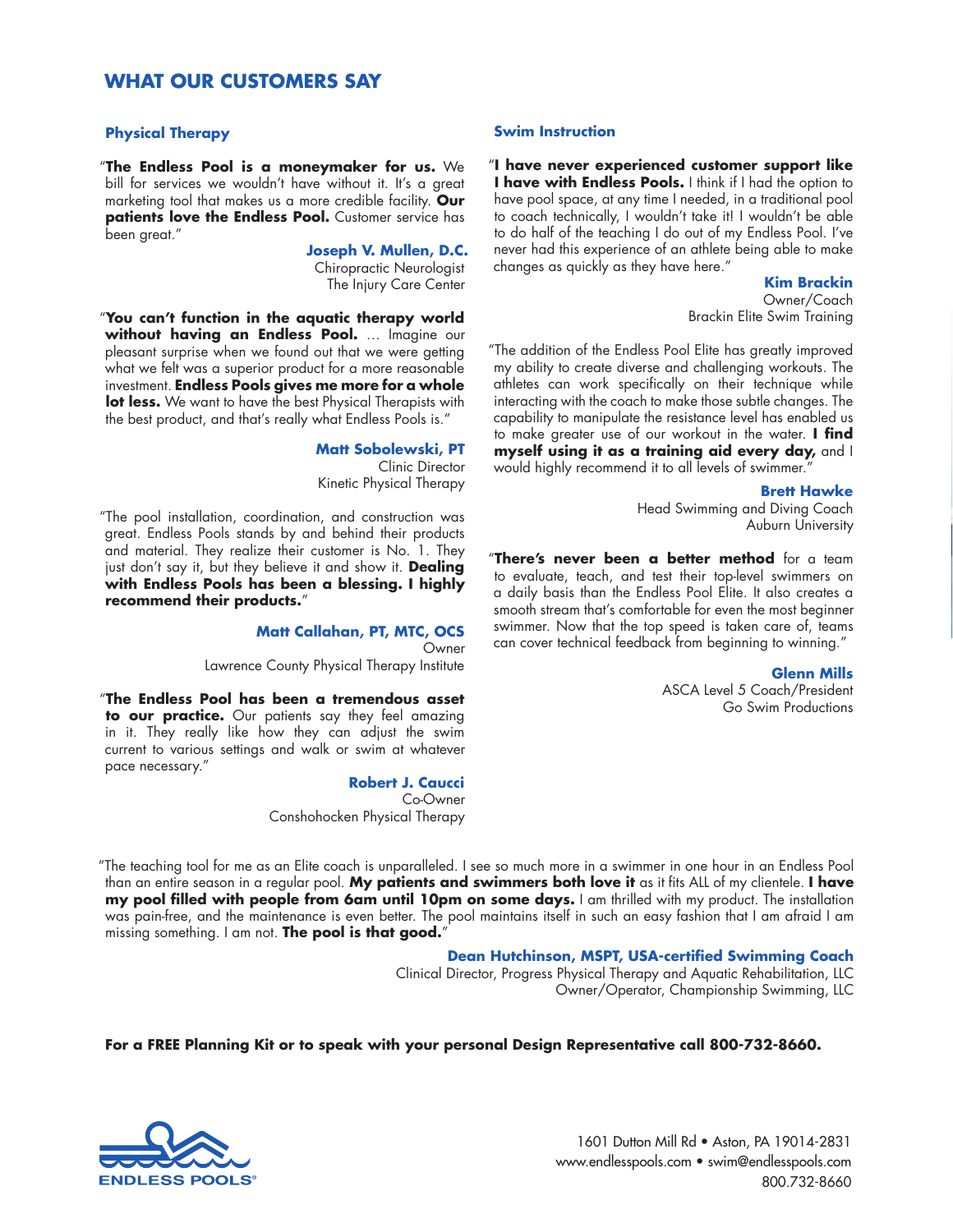## WHAT OUR CUSTOMERS SAY

### Physical Therapy

"**The Endless Pool is a moneymaker for us.** We bill for services we wouldn't have without it. It's a great marketing tool that makes us a more credible facility. **Our patients love the Endless Pool.** Customer service has been great."

**Joseph V. Mullen, D.C.**
Chiropractic Neurologist
The Injury Care Center

"**You can't function in the aquatic therapy world without having an Endless Pool.** ... Imagine our pleasant surprise when we found out that we were getting what we felt was a superior product for a more reasonable investment. **Endless Pools gives me more for a whole lot less.** We want to have the best Physical Therapists with the best product, and that's really what Endless Pools is."

**Matt Sobolewski, PT**
Clinic Director
Kinetic Physical Therapy

"The pool installation, coordination, and construction was great. Endless Pools stands by and behind their products and material. They realize their customer is No. 1. They just don't say it, but they believe it and show it. **Dealing with Endless Pools has been a blessing. I highly recommend their products.**"

**Matt Callahan, PT, MTC, OCS**
Owner
Lawrence County Physical Therapy Institute

"**The Endless Pool has been a tremendous asset to our practice.** Our patients say they feel amazing in it. They really like how they can adjust the swim current to various settings and walk or swim at whatever pace necessary."

**Robert J. Caucci**
Co-Owner
Conshohocken Physical Therapy

### Swim Instruction

"**I have never experienced customer support like I have with Endless Pools.** I think if I had the option to have pool space, at any time I needed, in a traditional pool to coach technically, I wouldn't take it! I wouldn't be able to do half of the teaching I do out of my Endless Pool. I've never had this experience of an athlete being able to make changes as quickly as they have here."

**Kim Brackin**
Owner/Coach
Brackin Elite Swim Training

"The addition of the Endless Pool Elite has greatly improved my ability to create diverse and challenging workouts. The athletes can work specifically on their technique while interacting with the coach to make those subtle changes. The capability to manipulate the resistance level has enabled us to make greater use of our workout in the water. **I find myself using it as a training aid every day,** and I would highly recommend it to all levels of swimmer."

**Brett Hawke**
Head Swimming and Diving Coach
Auburn University

"**There's never been a better method** for a team to evaluate, teach, and test their top-level swimmers on a daily basis than the Endless Pool Elite. It also creates a smooth stream that's comfortable for even the most beginner swimmer. Now that the top speed is taken care of, teams can cover technical feedback from beginning to winning."

**Glenn Mills**
ASCA Level 5 Coach/President
Go Swim Productions

"The teaching tool for me as an Elite coach is unparalleled. I see so much more in a swimmer in one hour in an Endless Pool than an entire season in a regular pool. **My patients and swimmers both love it** as it fits ALL of my clientele. **I have my pool filled with people from 6am until 10pm on some days.** I am thrilled with my product. The installation was pain-free, and the maintenance is even better. The pool maintains itself in such an easy fashion that I am afraid I am missing something. I am not. **The pool is that good.**"

**Dean Hutchinson, MSPT, USA-certified Swimming Coach**
Clinical Director, Progress Physical Therapy and Aquatic Rehabilitation, LLC
Owner/Operator, Championship Swimming, LLC

**For a FREE Planning Kit or to speak with your personal Design Representative call 800-732-8660.**

ENDLESS POOLS®

1601 Dutton Mill Rd • Aston, PA 19014-2831
www.endlesspools.com • swim@endlesspools.com
800.732-8660